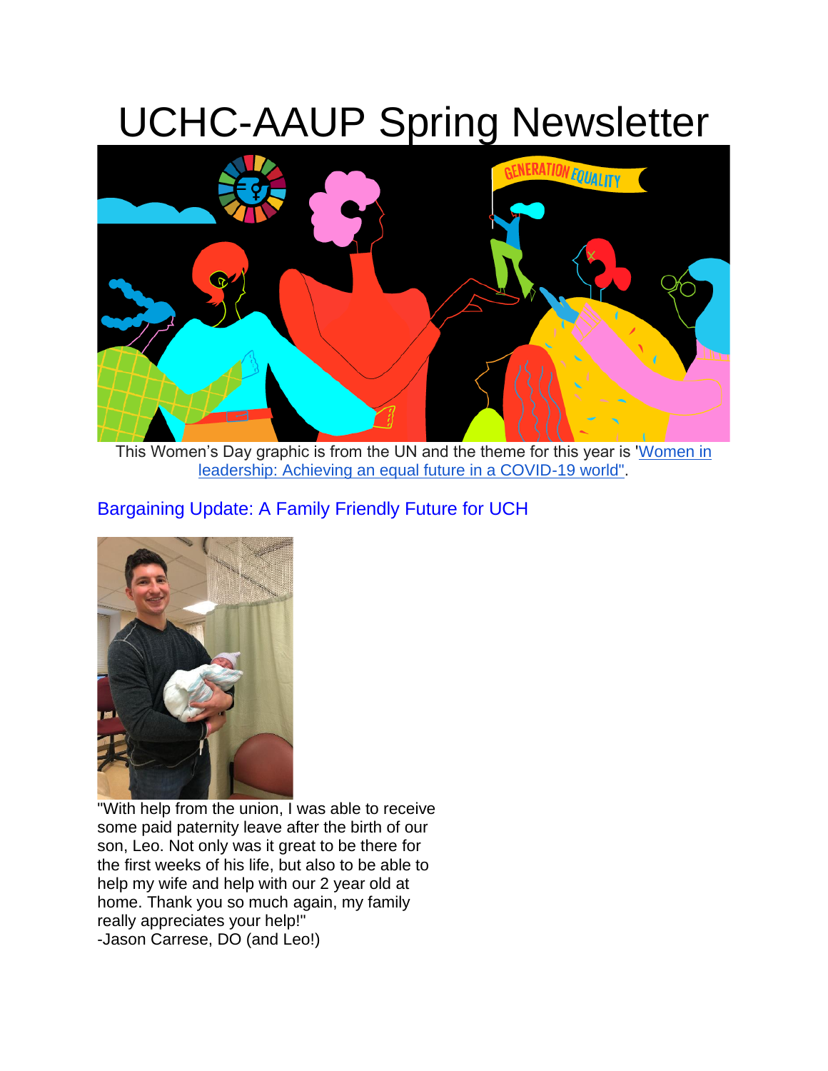# UCHC-AAUP Spring Newsletter

This Women's Day graphic is from the UN and the theme for this year is 'Women in leadership: Achieving an equal future in a COVID-19 world".

## Bargaining Update: A Family Friendly Future for UCH

"With help from the union, I was able to receive some paid paternity leave after the birth of our son, Leo. Not only was it great to be there for the first weeks of his life, but also to be able to help my wife and help with our 2 year old at home. Thank you so much again, my family really appreciates your help!"
-Jason Carrese, DO (and Leo!)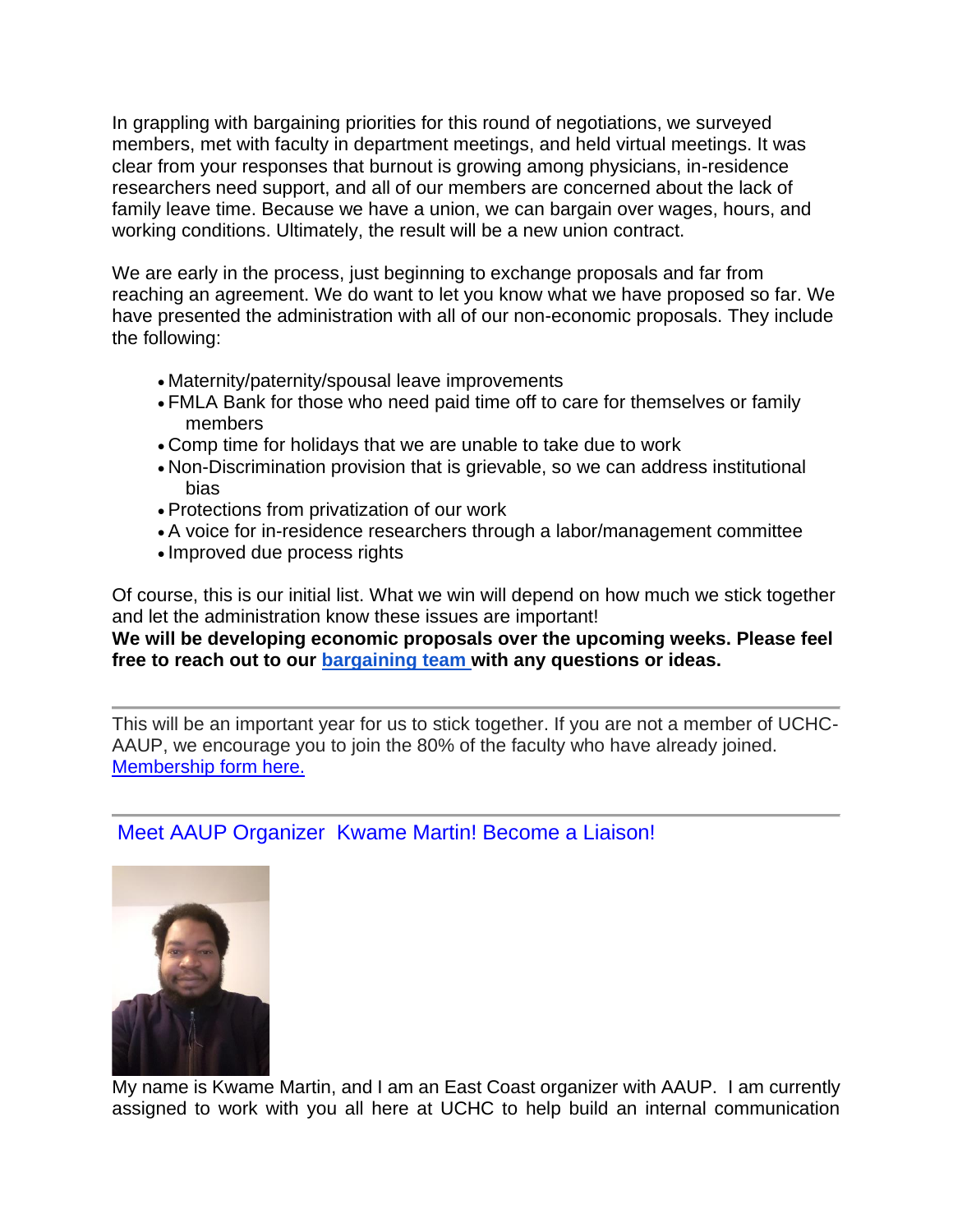In grappling with bargaining priorities for this round of negotiations, we surveyed members, met with faculty in department meetings, and held virtual meetings. It was clear from your responses that burnout is growing among physicians, in-residence researchers need support, and all of our members are concerned about the lack of family leave time. Because we have a union, we can bargain over wages, hours, and working conditions. Ultimately, the result will be a new union contract.

We are early in the process, just beginning to exchange proposals and far from reaching an agreement. We do want to let you know what we have proposed so far. We have presented the administration with all of our non-economic proposals. They include the following:

- Maternity/paternity/spousal leave improvements
- FMLA Bank for those who need paid time off to care for themselves or family members
- Comp time for holidays that we are unable to take due to work
- Non-Discrimination provision that is grievable, so we can address institutional bias
- Protections from privatization of our work
- A voice for in-residence researchers through a labor/management committee
- Improved due process rights

Of course, this is our initial list. What we win will depend on how much we stick together and let the administration know these issues are important!

**We will be developing economic proposals over the upcoming weeks. Please feel free to reach out to our bargaining team with any questions or ideas.**

---

This will be an important year for us to stick together. If you are not a member of UCHC-AAUP, we encourage you to join the 80% of the faculty who have already joined. Membership form here.

---

## Meet AAUP Organizer Kwame Martin! Become a Liaison!

My name is Kwame Martin, and I am an East Coast organizer with AAUP. I am currently assigned to work with you all here at UCHC to help build an internal communication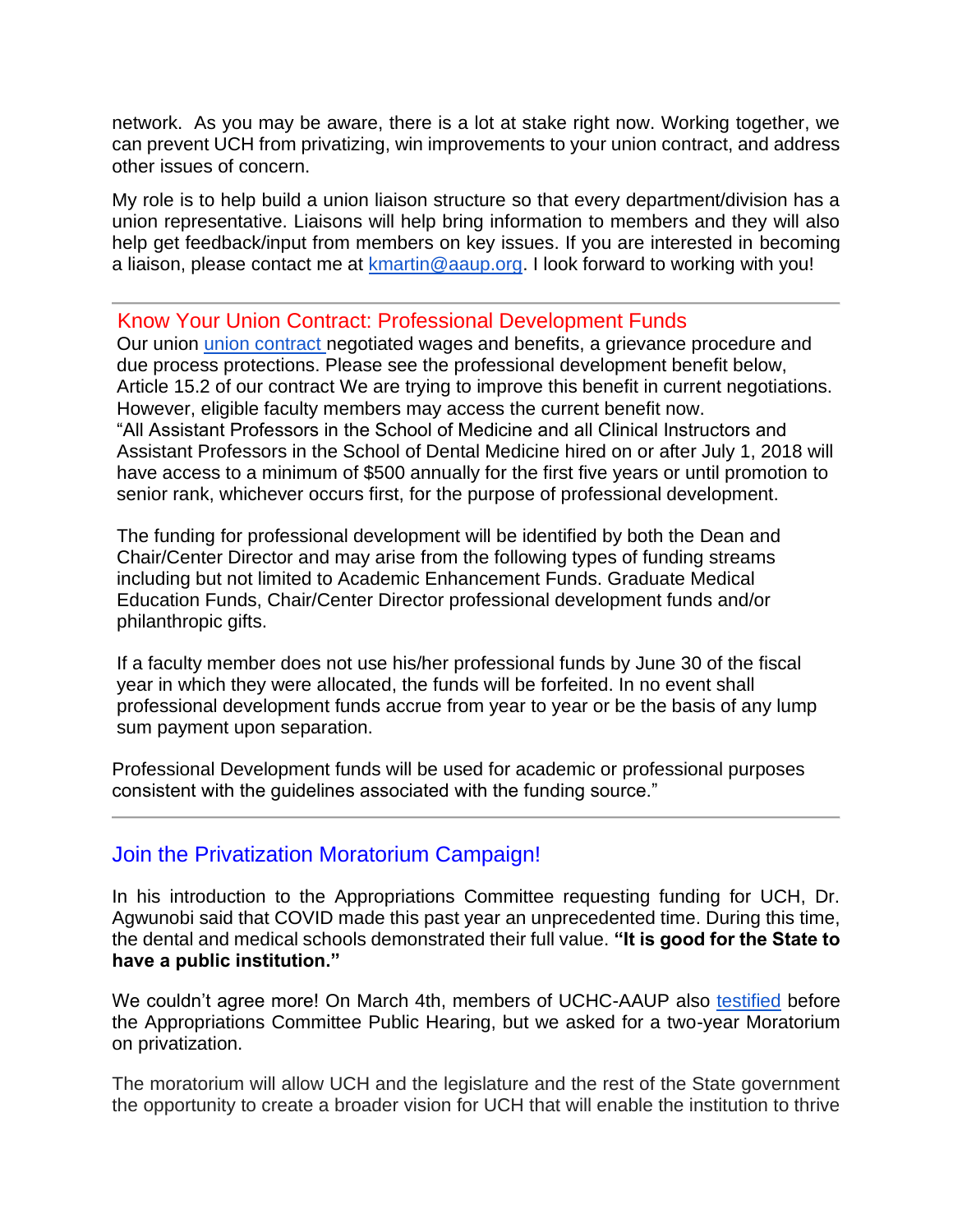network. As you may be aware, there is a lot at stake right now. Working together, we can prevent UCH from privatizing, win improvements to your union contract, and address other issues of concern.

My role is to help build a union liaison structure so that every department/division has a union representative. Liaisons will help bring information to members and they will also help get feedback/input from members on key issues. If you are interested in becoming a liaison, please contact me at kmartin@aaup.org. I look forward to working with you!

---

## Know Your Union Contract: Professional Development Funds

Our union union contract negotiated wages and benefits, a grievance procedure and due process protections. Please see the professional development benefit below, Article 15.2 of our contract We are trying to improve this benefit in current negotiations. However, eligible faculty members may access the current benefit now.

"All Assistant Professors in the School of Medicine and all Clinical Instructors and Assistant Professors in the School of Dental Medicine hired on or after July 1, 2018 will have access to a minimum of $500 annually for the first five years or until promotion to senior rank, whichever occurs first, for the purpose of professional development.

The funding for professional development will be identified by both the Dean and Chair/Center Director and may arise from the following types of funding streams including but not limited to Academic Enhancement Funds. Graduate Medical Education Funds, Chair/Center Director professional development funds and/or philanthropic gifts.

If a faculty member does not use his/her professional funds by June 30 of the fiscal year in which they were allocated, the funds will be forfeited. In no event shall professional development funds accrue from year to year or be the basis of any lump sum payment upon separation.

Professional Development funds will be used for academic or professional purposes consistent with the guidelines associated with the funding source."

---

## Join the Privatization Moratorium Campaign!

In his introduction to the Appropriations Committee requesting funding for UCH, Dr. Agwunobi said that COVID made this past year an unprecedented time. During this time, the dental and medical schools demonstrated their full value. **"It is good for the State to have a public institution."**

We couldn't agree more! On March 4th, members of UCHC-AAUP also testified before the Appropriations Committee Public Hearing, but we asked for a two-year Moratorium on privatization.

The moratorium will allow UCH and the legislature and the rest of the State government the opportunity to create a broader vision for UCH that will enable the institution to thrive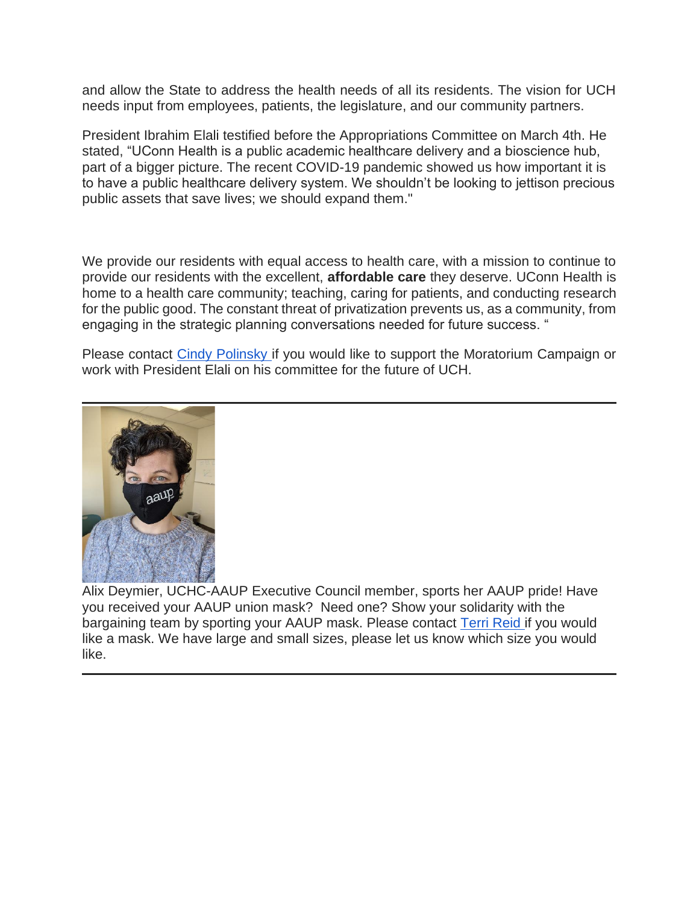and allow the State to address the health needs of all its residents. The vision for UCH needs input from employees, patients, the legislature, and our community partners.

President Ibrahim Elali testified before the Appropriations Committee on March 4th. He stated, "UConn Health is a public academic healthcare delivery and a bioscience hub, part of a bigger picture. The recent COVID-19 pandemic showed us how important it is to have a public healthcare delivery system. We shouldn't be looking to jettison precious public assets that save lives; we should expand them."

We provide our residents with equal access to health care, with a mission to continue to provide our residents with the excellent, **affordable care** they deserve. UConn Health is home to a health care community; teaching, caring for patients, and conducting research for the public good. The constant threat of privatization prevents us, as a community, from engaging in the strategic planning conversations needed for future success. "

Please contact Cindy Polinsky if you would like to support the Moratorium Campaign or work with President Elali on his committee for the future of UCH.

---

Alix Deymier, UCHC-AAUP Executive Council member, sports her AAUP pride! Have you received your AAUP union mask? Need one? Show your solidarity with the bargaining team by sporting your AAUP mask. Please contact Terri Reid if you would like a mask. We have large and small sizes, please let us know which size you would like.

---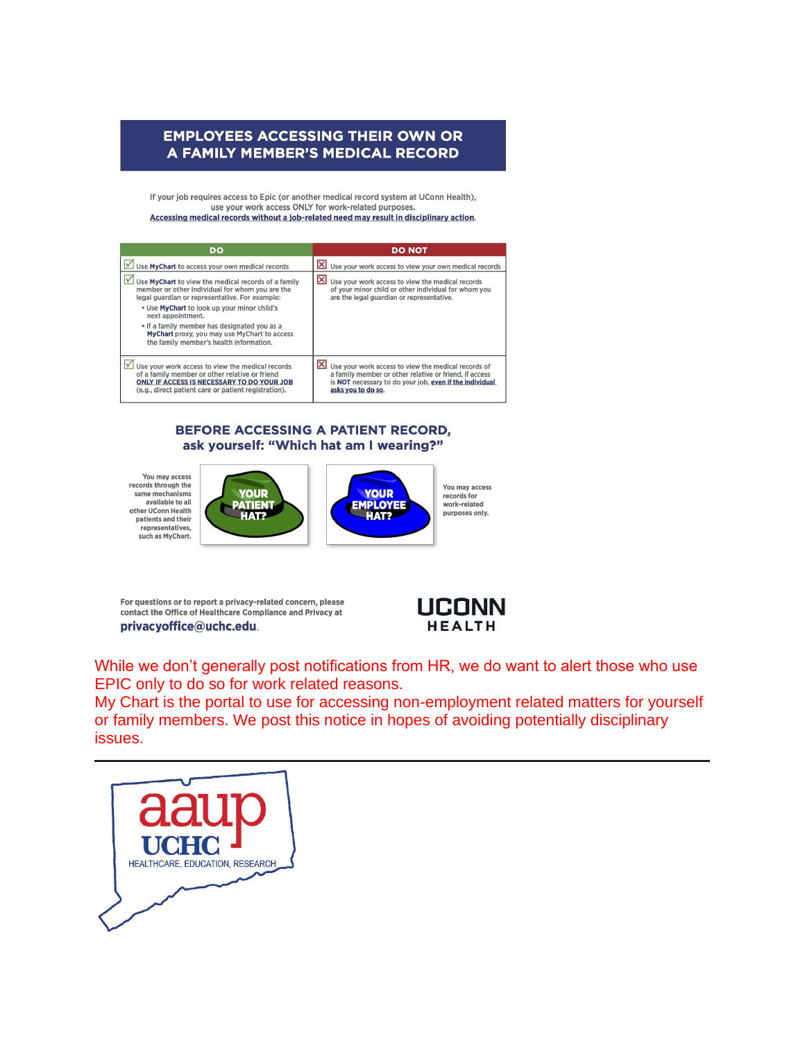# EMPLOYEES ACCESSING THEIR OWN OR A FAMILY MEMBER'S MEDICAL RECORD

If your job requires access to Epic (or another medical record system at UConn Health), use your work access ONLY for work-related purposes.
Accessing medical records without a job-related need may result in disciplinary action.

| DO | DO NOT |
|---|---|
| ☑ Use **MyChart** to access your own medical records | ☒ Use your work access to view your own medical records |
| ☑ Use **MyChart** to view the medical records of a family member or other individual for whom you are the legal guardian or representative. For example: • Use **MyChart** to look up your minor child's next appointment. • If a family member has designated you as a **MyChart** proxy, you may use MyChart to access the family member's health information. | ☒ Use your work access to view the medical records of your minor child or other individual for whom you are the legal guardian or representative. |
| ☑ Use your work access to view the medical records of a family member or other relative or friend ONLY IF ACCESS IS NECESSARY TO DO YOUR JOB (e.g., direct patient care or patient registration). | ☒ Use your work access to view the medical records of a family member or other relative or friend, if access is **NOT** necessary to do your job, even if the individual asks you to do so. |

## BEFORE ACCESSING A PATIENT RECORD, ask yourself: "Which hat am I wearing?"

You may access records through the same mechanisms available to all other UConn Health patients and their representatives, such as MyChart.

YOUR PATIENT HAT?

YOUR EMPLOYEE HAT?

You may access records for work-related purposes only.

For questions or to report a privacy-related concern, please contact the Office of Healthcare Compliance and Privacy at **privacyoffice@uchc.edu**.

UCONN HEALTH

While we don't generally post notifications from HR, we do want to alert those who use EPIC only to do so for work related reasons.
My Chart is the portal to use for accessing non-employment related matters for yourself or family members. We post this notice in hopes of avoiding potentially disciplinary issues.

---

aaup UCHC
HEALTHCARE, EDUCATION, RESEARCH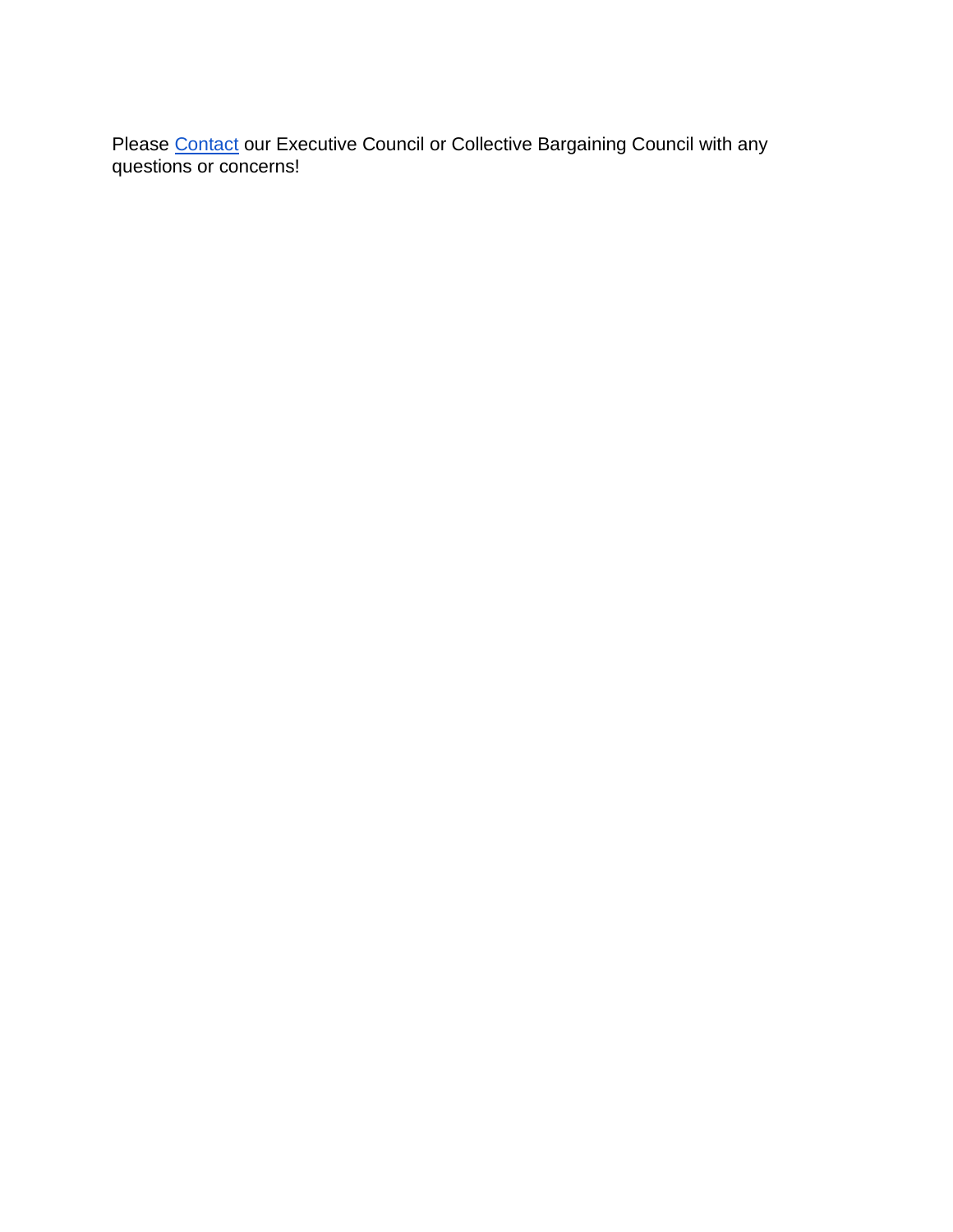Please Contact our Executive Council or Collective Bargaining Council with any questions or concerns!